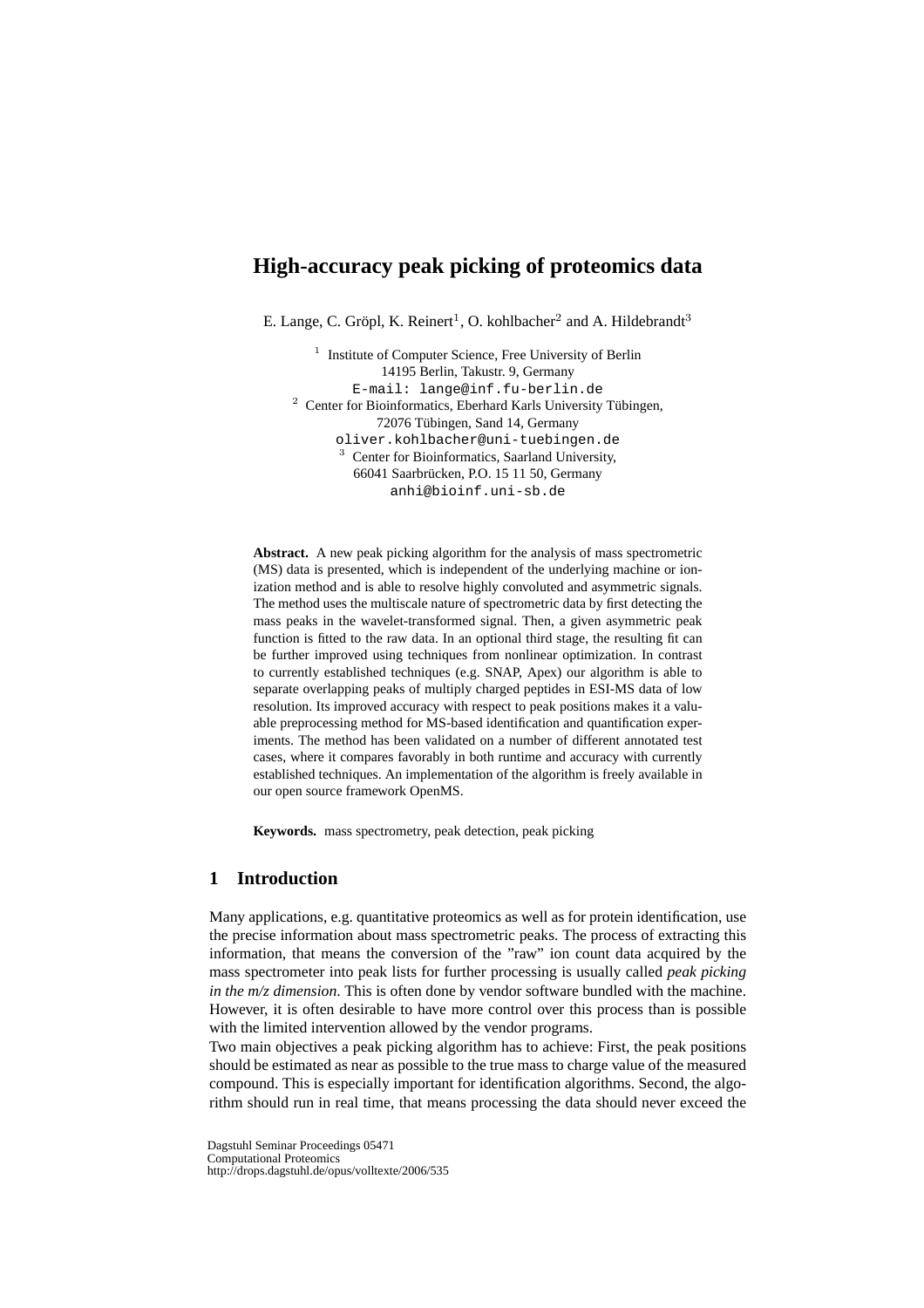# High-accuracy peak picking of proteomics data

E. Lange, C. Gröpl, K. Reinert[1], O. kohlbacher[2] and A. Hildebrandt[3]

[1] Institute of Computer Science, Free University of Berlin
14195 Berlin, Takustr. 9, Germany
E-mail: lange@inf.fu-berlin.de

[2] Center for Bioinformatics, Eberhard Karls University Tübingen,
72076 Tübingen, Sand 14, Germany
oliver.kohlbacher@uni-tuebingen.de

[3] Center for Bioinformatics, Saarland University,
66041 Saarbrücken, P.O. 15 11 50, Germany
anhi@bioinf.uni-sb.de

**Abstract.** A new peak picking algorithm for the analysis of mass spectrometric (MS) data is presented, which is independent of the underlying machine or ionization method and is able to resolve highly convoluted and asymmetric signals. The method uses the multiscale nature of spectrometric data by first detecting the mass peaks in the wavelet-transformed signal. Then, a given asymmetric peak function is fitted to the raw data. In an optional third stage, the resulting fit can be further improved using techniques from nonlinear optimization. In contrast to currently established techniques (e.g. SNAP, Apex) our algorithm is able to separate overlapping peaks of multiply charged peptides in ESI-MS data of low resolution. Its improved accuracy with respect to peak positions makes it a valuable preprocessing method for MS-based identification and quantification experiments. The method has been validated on a number of different annotated test cases, where it compares favorably in both runtime and accuracy with currently established techniques. An implementation of the algorithm is freely available in our open source framework OpenMS.

**Keywords.** mass spectrometry, peak detection, peak picking

## 1 Introduction

Many applications, e.g. quantitative proteomics as well as for protein identification, use the precise information about mass spectrometric peaks. The process of extracting this information, that means the conversion of the "raw" ion count data acquired by the mass spectrometer into peak lists for further processing is usually called *peak picking in the m/z dimension*. This is often done by vendor software bundled with the machine. However, it is often desirable to have more control over this process than is possible with the limited intervention allowed by the vendor programs.

Two main objectives a peak picking algorithm has to achieve: First, the peak positions should be estimated as near as possible to the true mass to charge value of the measured compound. This is especially important for identification algorithms. Second, the algorithm should run in real time, that means processing the data should never exceed the

Dagstuhl Seminar Proceedings 05471
Computational Proteomics
http://drops.dagstuhl.de/opus/volltexte/2006/535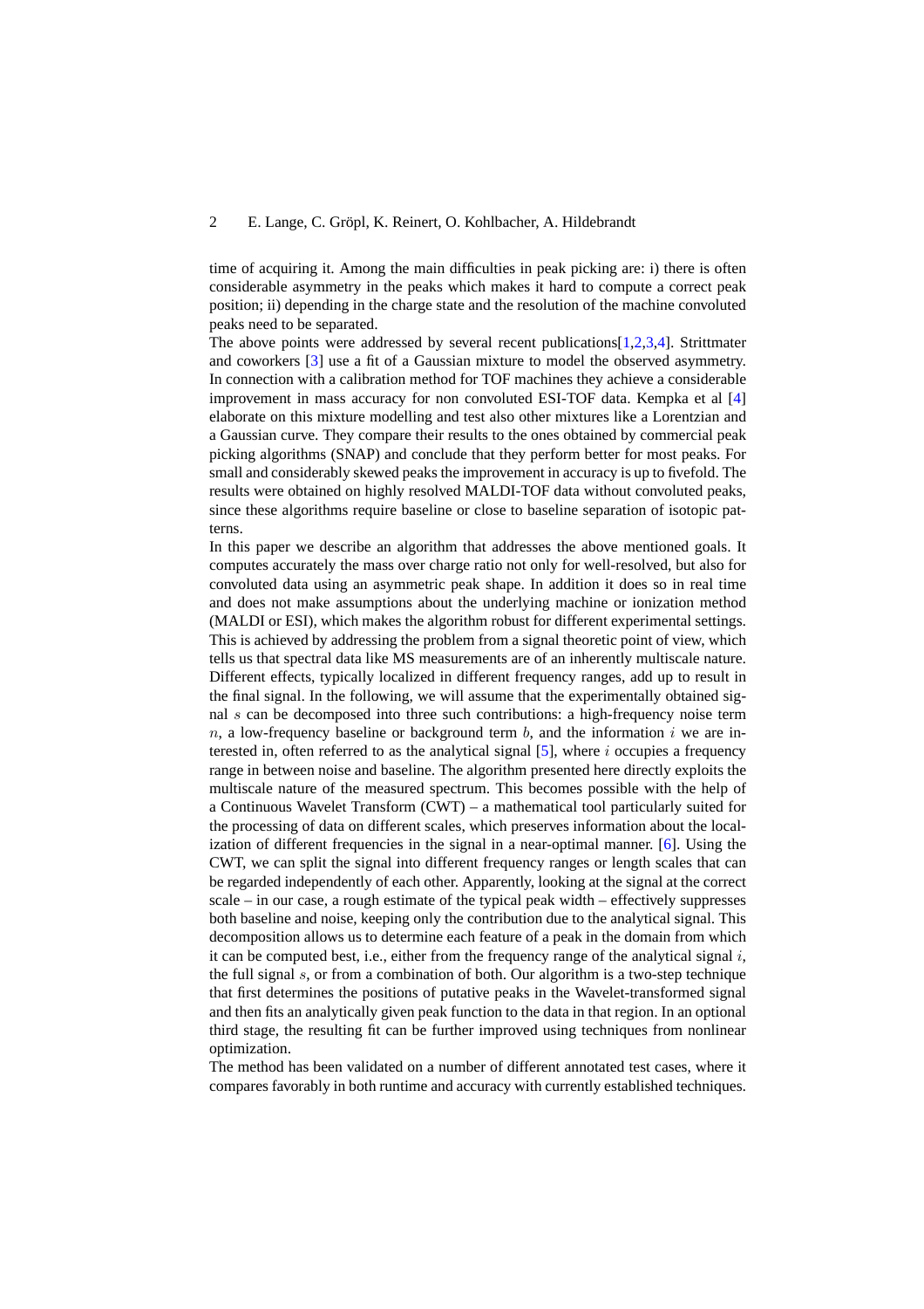time of acquiring it. Among the main difficulties in peak picking are: i) there is often considerable asymmetry in the peaks which makes it hard to compute a correct peak position; ii) depending in the charge state and the resolution of the machine convoluted peaks need to be separated.

The above points were addressed by several recent publications[1,2,3,4]. Strittmater and coworkers [3] use a fit of a Gaussian mixture to model the observed asymmetry. In connection with a calibration method for TOF machines they achieve a considerable improvement in mass accuracy for non convoluted ESI-TOF data. Kempka et al [4] elaborate on this mixture modelling and test also other mixtures like a Lorentzian and a Gaussian curve. They compare their results to the ones obtained by commercial peak picking algorithms (SNAP) and conclude that they perform better for most peaks. For small and considerably skewed peaks the improvement in accuracy is up to fivefold. The results were obtained on highly resolved MALDI-TOF data without convoluted peaks, since these algorithms require baseline or close to baseline separation of isotopic patterns.

In this paper we describe an algorithm that addresses the above mentioned goals. It computes accurately the mass over charge ratio not only for well-resolved, but also for convoluted data using an asymmetric peak shape. In addition it does so in real time and does not make assumptions about the underlying machine or ionization method (MALDI or ESI), which makes the algorithm robust for different experimental settings. This is achieved by addressing the problem from a signal theoretic point of view, which tells us that spectral data like MS measurements are of an inherently multiscale nature. Different effects, typically localized in different frequency ranges, add up to result in the final signal. In the following, we will assume that the experimentally obtained signal $s$ can be decomposed into three such contributions: a high-frequency noise term $n$, a low-frequency baseline or background term $b$, and the information $i$ we are interested in, often referred to as the analytical signal [5], where $i$ occupies a frequency range in between noise and baseline. The algorithm presented here directly exploits the multiscale nature of the measured spectrum. This becomes possible with the help of a Continuous Wavelet Transform (CWT) – a mathematical tool particularly suited for the processing of data on different scales, which preserves information about the localization of different frequencies in the signal in a near-optimal manner. [6]. Using the CWT, we can split the signal into different frequency ranges or length scales that can be regarded independently of each other. Apparently, looking at the signal at the correct scale – in our case, a rough estimate of the typical peak width – effectively suppresses both baseline and noise, keeping only the contribution due to the analytical signal. This decomposition allows us to determine each feature of a peak in the domain from which it can be computed best, i.e., either from the frequency range of the analytical signal $i$, the full signal $s$, or from a combination of both. Our algorithm is a two-step technique that first determines the positions of putative peaks in the Wavelet-transformed signal and then fits an analytically given peak function to the data in that region. In an optional third stage, the resulting fit can be further improved using techniques from nonlinear optimization.

The method has been validated on a number of different annotated test cases, where it compares favorably in both runtime and accuracy with currently established techniques.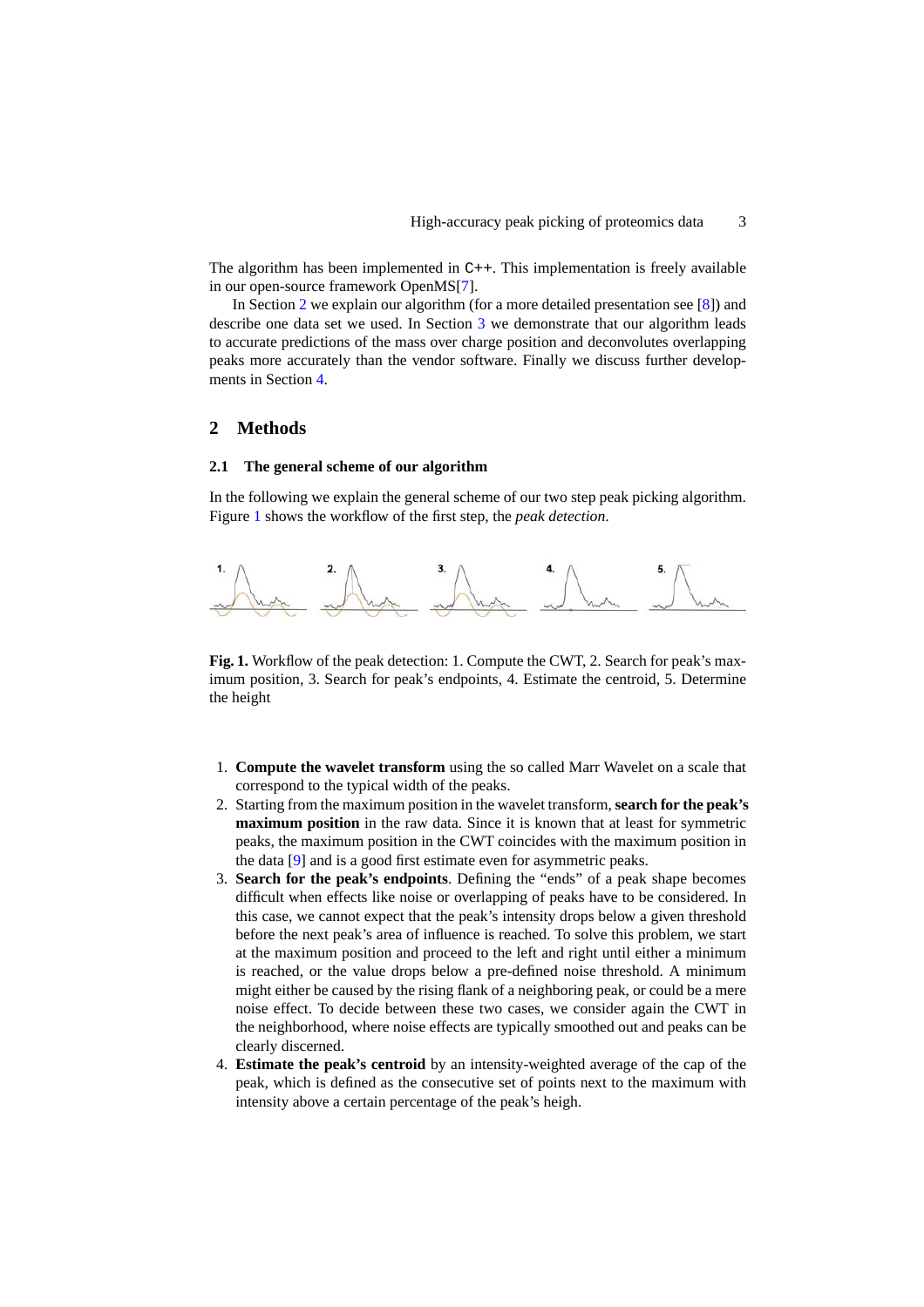The algorithm has been implemented in C++. This implementation is freely available in our open-source framework OpenMS[7].

In Section 2 we explain our algorithm (for a more detailed presentation see [8]) and describe one data set we used. In Section 3 we demonstrate that our algorithm leads to accurate predictions of the mass over charge position and deconvolutes overlapping peaks more accurately than the vendor software. Finally we discuss further developments in Section 4.

## 2 Methods

### 2.1 The general scheme of our algorithm

In the following we explain the general scheme of our two step peak picking algorithm. Figure 1 shows the workflow of the first step, the *peak detection*.

**Fig. 1.** Workflow of the peak detection: 1. Compute the CWT, 2. Search for peak's maximum position, 3. Search for peak's endpoints, 4. Estimate the centroid, 5. Determine the height

1. **Compute the wavelet transform** using the so called Marr Wavelet on a scale that correspond to the typical width of the peaks.
2. Starting from the maximum position in the wavelet transform, **search for the peak's maximum position** in the raw data. Since it is known that at least for symmetric peaks, the maximum position in the CWT coincides with the maximum position in the data [9] and is a good first estimate even for asymmetric peaks.
3. **Search for the peak's endpoints**. Defining the "ends" of a peak shape becomes difficult when effects like noise or overlapping of peaks have to be considered. In this case, we cannot expect that the peak's intensity drops below a given threshold before the next peak's area of influence is reached. To solve this problem, we start at the maximum position and proceed to the left and right until either a minimum is reached, or the value drops below a pre-defined noise threshold. A minimum might either be caused by the rising flank of a neighboring peak, or could be a mere noise effect. To decide between these two cases, we consider again the CWT in the neighborhood, where noise effects are typically smoothed out and peaks can be clearly discerned.
4. **Estimate the peak's centroid** by an intensity-weighted average of the cap of the peak, which is defined as the consecutive set of points next to the maximum with intensity above a certain percentage of the peak's heigh.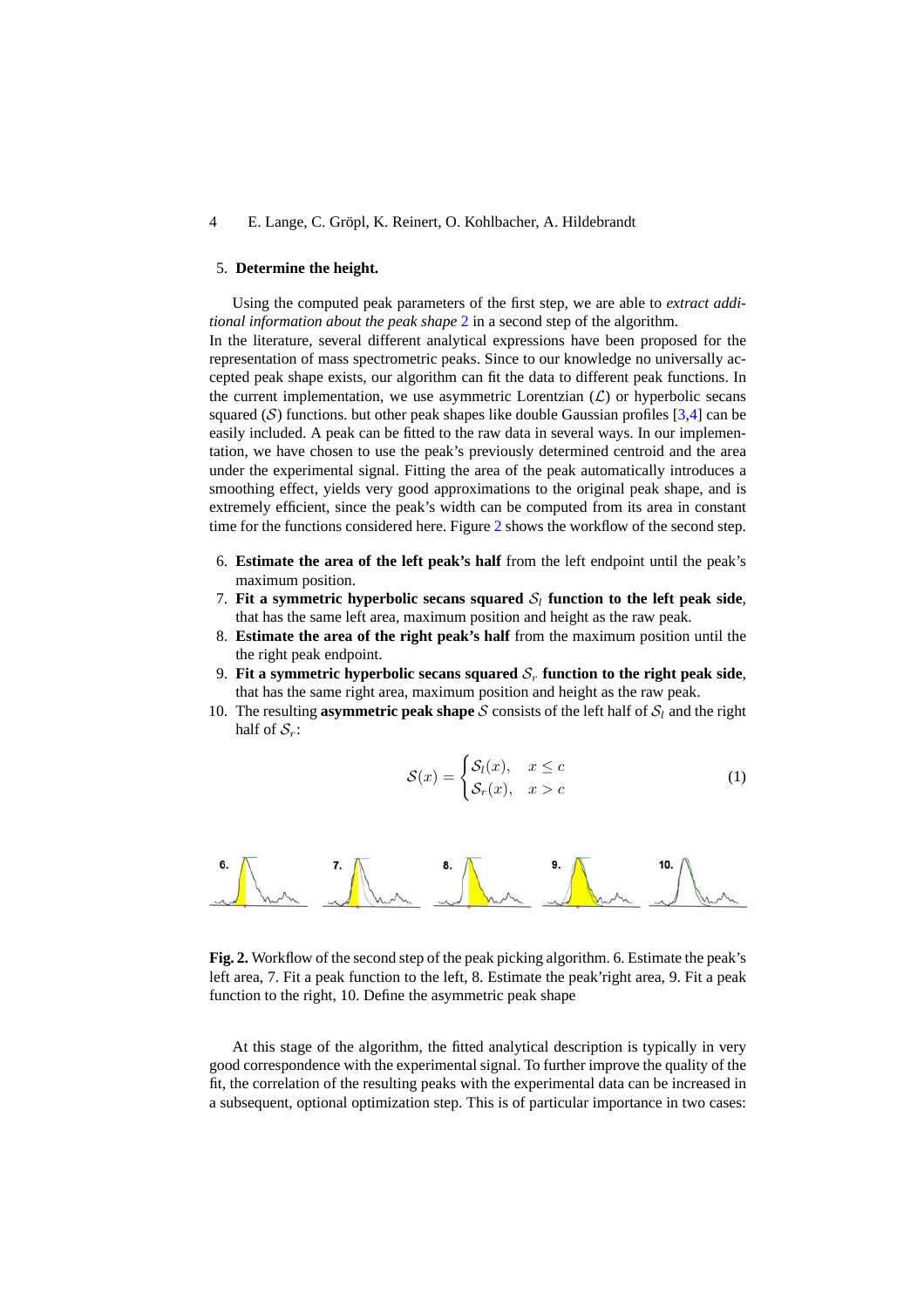5. **Determine the height.**

Using the computed peak parameters of the first step, we are able to *extract additional information about the peak shape* 2 in a second step of the algorithm.
In the literature, several different analytical expressions have been proposed for the representation of mass spectrometric peaks. Since to our knowledge no universally accepted peak shape exists, our algorithm can fit the data to different peak functions. In the current implementation, we use asymmetric Lorentzian ($\mathcal{L}$) or hyperbolic secans squared ($\mathcal{S}$) functions. but other peak shapes like double Gaussian profiles [3,4] can be easily included. A peak can be fitted to the raw data in several ways. In our implementation, we have chosen to use the peak's previously determined centroid and the area under the experimental signal. Fitting the area of the peak automatically introduces a smoothing effect, yields very good approximations to the original peak shape, and is extremely efficient, since the peak's width can be computed from its area in constant time for the functions considered here. Figure 2 shows the workflow of the second step.

6. **Estimate the area of the left peak's half** from the left endpoint until the peak's maximum position.
7. **Fit a symmetric hyperbolic secans squared $\mathcal{S}_l$ function to the left peak side**, that has the same left area, maximum position and height as the raw peak.
8. **Estimate the area of the right peak's half** from the maximum position until the right peak endpoint.
9. **Fit a symmetric hyperbolic secans squared $\mathcal{S}_r$ function to the right peak side**, that has the same right area, maximum position and height as the raw peak.
10. The resulting **asymmetric peak shape** $\mathcal{S}$ consists of the left half of $\mathcal{S}_l$ and the right half of $\mathcal{S}_r$:

$$\mathcal{S}(x) = \begin{cases} \mathcal{S}_l(x), & x \leq c \\ \mathcal{S}_r(x), & x > c \end{cases} \tag{1}$$

**Fig. 2.** Workflow of the second step of the peak picking algorithm. 6. Estimate the peak's left area, 7. Fit a peak function to the left, 8. Estimate the peak'right area, 9. Fit a peak function to the right, 10. Define the asymmetric peak shape

At this stage of the algorithm, the fitted analytical description is typically in very good correspondence with the experimental signal. To further improve the quality of the fit, the correlation of the resulting peaks with the experimental data can be increased in a subsequent, optional optimization step. This is of particular importance in two cases: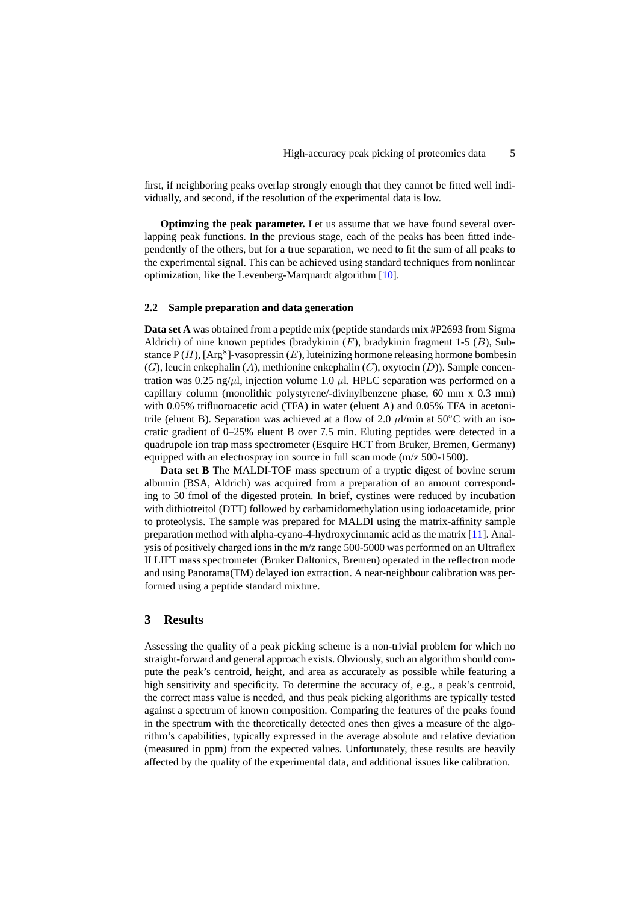first, if neighboring peaks overlap strongly enough that they cannot be fitted well individually, and second, if the resolution of the experimental data is low.

**Optimzing the peak parameter.** Let us assume that we have found several overlapping peak functions. In the previous stage, each of the peaks has been fitted independently of the others, but for a true separation, we need to fit the sum of all peaks to the experimental signal. This can be achieved using standard techniques from nonlinear optimization, like the Levenberg-Marquardt algorithm [10].

### 2.2 Sample preparation and data generation

**Data set A** was obtained from a peptide mix (peptide standards mix #P2693 from Sigma Aldrich) of nine known peptides (bradykinin ($F$), bradykinin fragment 1-5 ($B$), Substance P ($H$), [Arg$^8$]-vasopressin ($E$), luteinizing hormone releasing hormone bombesin ($G$), leucin enkephalin ($A$), methionine enkephalin ($C$), oxytocin ($D$)). Sample concentration was 0.25 ng/$\mu$l, injection volume 1.0 $\mu$l. HPLC separation was performed on a capillary column (monolithic polystyrene/-divinylbenzene phase, 60 mm x 0.3 mm) with 0.05% trifluoroacetic acid (TFA) in water (eluent A) and 0.05% TFA in acetonitrile (eluent B). Separation was achieved at a flow of 2.0 $\mu$l/min at 50$^\circ$C with an isocratic gradient of 0–25% eluent B over 7.5 min. Eluting peptides were detected in a quadrupole ion trap mass spectrometer (Esquire HCT from Bruker, Bremen, Germany) equipped with an electrospray ion source in full scan mode (m/z 500-1500).

**Data set B** The MALDI-TOF mass spectrum of a tryptic digest of bovine serum albumin (BSA, Aldrich) was acquired from a preparation of an amount corresponding to 50 fmol of the digested protein. In brief, cystines were reduced by incubation with dithiotreitol (DTT) followed by carbamidomethylation using iodoacetamide, prior to proteolysis. The sample was prepared for MALDI using the matrix-affinity sample preparation method with alpha-cyano-4-hydroxycinnamic acid as the matrix [11]. Analysis of positively charged ions in the m/z range 500-5000 was performed on an Ultraflex II LIFT mass spectrometer (Bruker Daltonics, Bremen) operated in the reflectron mode and using Panorama(TM) delayed ion extraction. A near-neighbour calibration was performed using a peptide standard mixture.

## 3 Results

Assessing the quality of a peak picking scheme is a non-trivial problem for which no straight-forward and general approach exists. Obviously, such an algorithm should compute the peak's centroid, height, and area as accurately as possible while featuring a high sensitivity and specificity. To determine the accuracy of, e.g., a peak's centroid, the correct mass value is needed, and thus peak picking algorithms are typically tested against a spectrum of known composition. Comparing the features of the peaks found in the spectrum with the theoretically detected ones then gives a measure of the algorithm's capabilities, typically expressed in the average absolute and relative deviation (measured in ppm) from the expected values. Unfortunately, these results are heavily affected by the quality of the experimental data, and additional issues like calibration.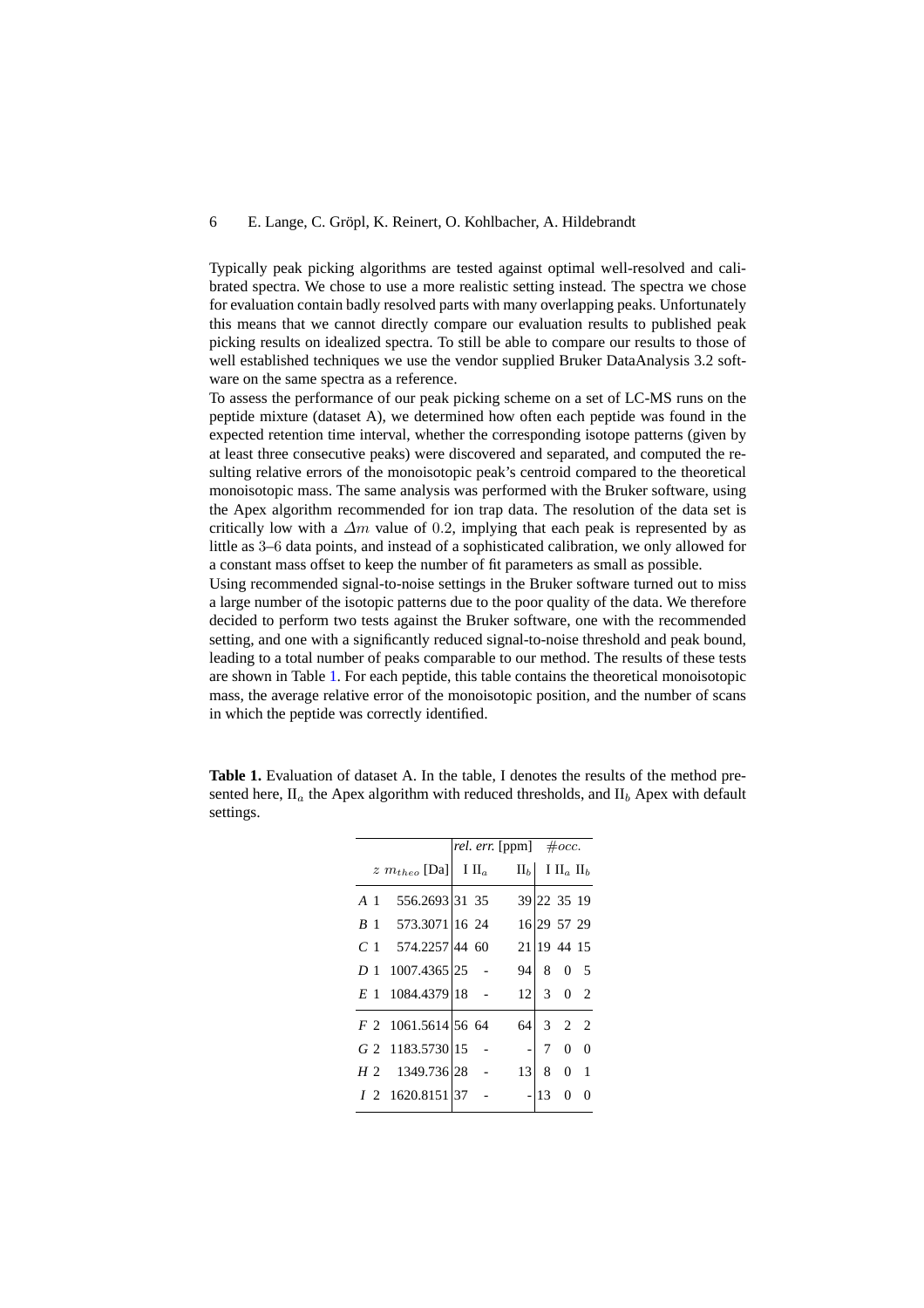Typically peak picking algorithms are tested against optimal well-resolved and calibrated spectra. We chose to use a more realistic setting instead. The spectra we chose for evaluation contain badly resolved parts with many overlapping peaks. Unfortunately this means that we cannot directly compare our evaluation results to published peak picking results on idealized spectra. To still be able to compare our results to those of well established techniques we use the vendor supplied Bruker DataAnalysis 3.2 software on the same spectra as a reference.

To assess the performance of our peak picking scheme on a set of LC-MS runs on the peptide mixture (dataset A), we determined how often each peptide was found in the expected retention time interval, whether the corresponding isotope patterns (given by at least three consecutive peaks) were discovered and separated, and computed the resulting relative errors of the monoisotopic peak's centroid compared to the theoretical monoisotopic mass. The same analysis was performed with the Bruker software, using the Apex algorithm recommended for ion trap data. The resolution of the data set is critically low with a $\Delta m$ value of $0.2$, implying that each peak is represented by as little as $3$–$6$ data points, and instead of a sophisticated calibration, we only allowed for a constant mass offset to keep the number of fit parameters as small as possible.

Using recommended signal-to-noise settings in the Bruker software turned out to miss a large number of the isotopic patterns due to the poor quality of the data. We therefore decided to perform two tests against the Bruker software, one with the recommended setting, and one with a significantly reduced signal-to-noise threshold and peak bound, leading to a total number of peaks comparable to our method. The results of these tests are shown in Table 1. For each peptide, this table contains the theoretical monoisotopic mass, the average relative error of the monoisotopic position, and the number of scans in which the peptide was correctly identified.

**Table 1.** Evaluation of dataset A. In the table, I denotes the results of the method presented here, $\text{II}_a$ the Apex algorithm with reduced thresholds, and $\text{II}_b$ Apex with default settings.

| | $z$ | $m_{theo}$ [Da] | *rel. err.* [ppm] | | | $\#occ.$ | | |
|---|---|---|---|---|---|---|---|---|
| | | | I | $\text{II}_a$ | $\text{II}_b$ | I | $\text{II}_a$ | $\text{II}_b$ |
| *A* | 1 | 556.2693 | 31 | 35 | 39 | 22 | 35 | 19 |
| *B* | 1 | 573.3071 | 16 | 24 | 16 | 29 | 57 | 29 |
| *C* | 1 | 574.2257 | 44 | 60 | 21 | 19 | 44 | 15 |
| *D* | 1 | 1007.4365 | 25 | - | 94 | 8 | 0 | 5 |
| *E* | 1 | 1084.4379 | 18 | - | 12 | 3 | 0 | 2 |
| *F* | 2 | 1061.5614 | 56 | 64 | 64 | 3 | 2 | 2 |
| *G* | 2 | 1183.5730 | 15 | - | - | 7 | 0 | 0 |
| *H* | 2 | 1349.736 | 28 | - | 13 | 8 | 0 | 1 |
| *I* | 2 | 1620.8151 | 37 | - | - | 13 | 0 | 0 |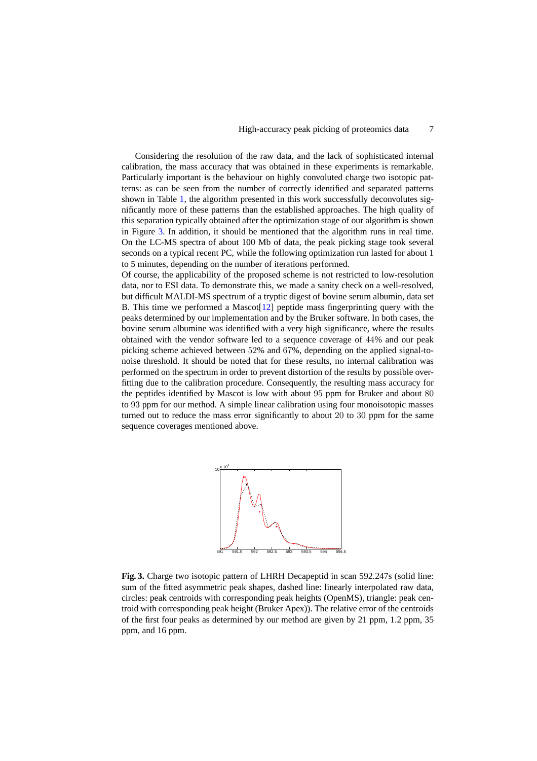Considering the resolution of the raw data, and the lack of sophisticated internal calibration, the mass accuracy that was obtained in these experiments is remarkable. Particularly important is the behaviour on highly convoluted charge two isotopic patterns: as can be seen from the number of correctly identified and separated patterns shown in Table 1, the algorithm presented in this work successfully deconvolutes significantly more of these patterns than the established approaches. The high quality of this separation typically obtained after the optimization stage of our algorithm is shown in Figure 3. In addition, it should be mentioned that the algorithm runs in real time. On the LC-MS spectra of about 100 Mb of data, the peak picking stage took several seconds on a typical recent PC, while the following optimization run lasted for about 1 to 5 minutes, depending on the number of iterations performed.

Of course, the applicability of the proposed scheme is not restricted to low-resolution data, nor to ESI data. To demonstrate this, we made a sanity check on a well-resolved, but difficult MALDI-MS spectrum of a tryptic digest of bovine serum albumin, data set B. This time we performed a Mascot[12] peptide mass fingerprinting query with the peaks determined by our implementation and by the Bruker software. In both cases, the bovine serum albumine was identified with a very high significance, where the results obtained with the vendor software led to a sequence coverage of 44% and our peak picking scheme achieved between 52% and 67%, depending on the applied signal-to-noise threshold. It should be noted that for these results, no internal calibration was performed on the spectrum in order to prevent distortion of the results by possible overfitting due to the calibration procedure. Consequently, the resulting mass accuracy for the peptides identified by Mascot is low with about 95 ppm for Bruker and about 80 to 93 ppm for our method. A simple linear calibration using four monoisotopic masses turned out to reduce the mass error significantly to about 20 to 30 ppm for the same sequence coverages mentioned above.

**Fig. 3.** Charge two isotopic pattern of LHRH Decapeptid in scan 592.247s (solid line: sum of the fitted asymmetric peak shapes, dashed line: linearly interpolated raw data, circles: peak centroids with corresponding peak heights (OpenMS), triangle: peak centroid with corresponding peak height (Bruker Apex)). The relative error of the centroids of the first four peaks as determined by our method are given by 21 ppm, 1.2 ppm, 35 ppm, and 16 ppm.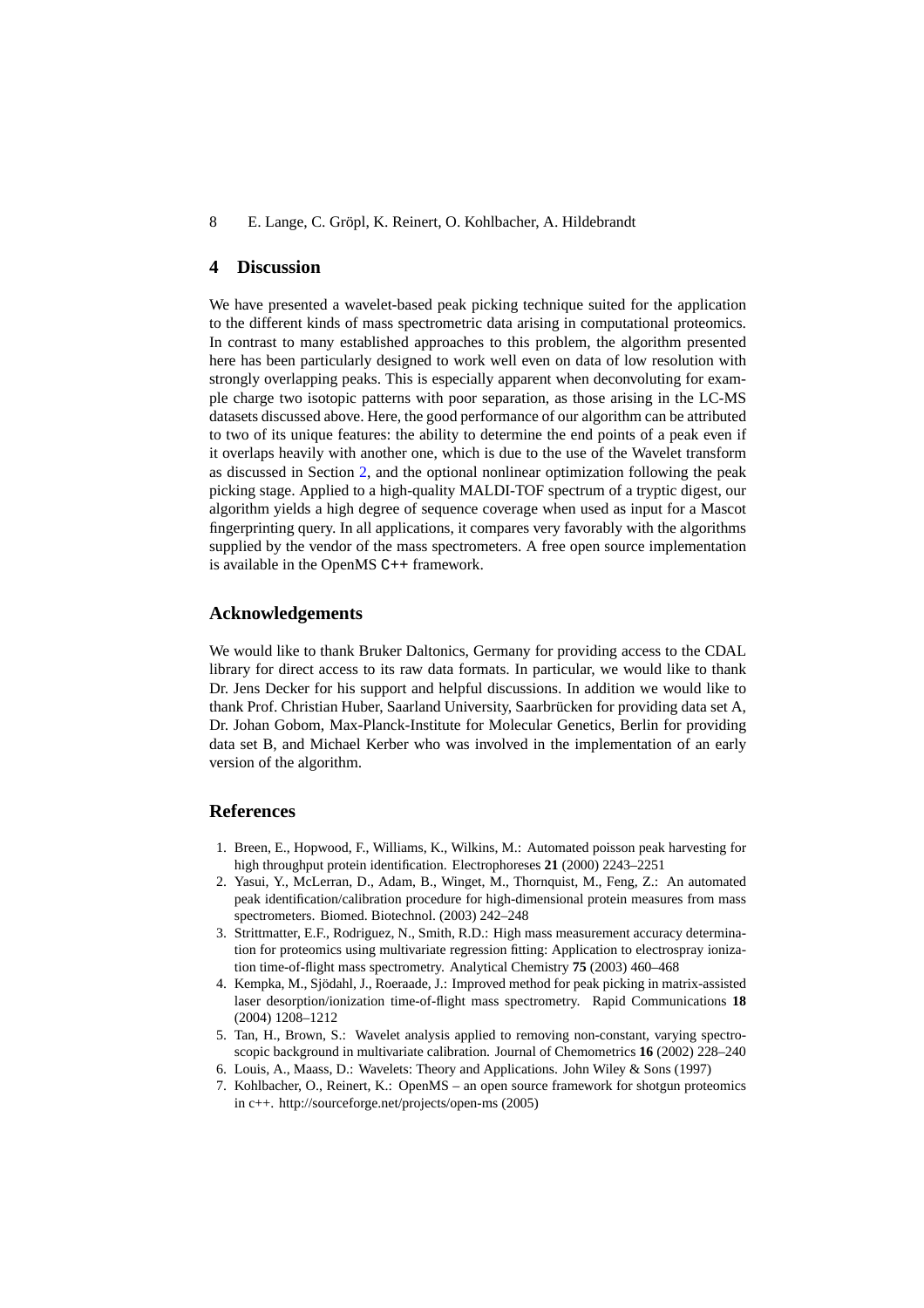## 4 Discussion

We have presented a wavelet-based peak picking technique suited for the application to the different kinds of mass spectrometric data arising in computational proteomics. In contrast to many established approaches to this problem, the algorithm presented here has been particularly designed to work well even on data of low resolution with strongly overlapping peaks. This is especially apparent when deconvoluting for example charge two isotopic patterns with poor separation, as those arising in the LC-MS datasets discussed above. Here, the good performance of our algorithm can be attributed to two of its unique features: the ability to determine the end points of a peak even if it overlaps heavily with another one, which is due to the use of the Wavelet transform as discussed in Section 2, and the optional nonlinear optimization following the peak picking stage. Applied to a high-quality MALDI-TOF spectrum of a tryptic digest, our algorithm yields a high degree of sequence coverage when used as input for a Mascot fingerprinting query. In all applications, it compares very favorably with the algorithms supplied by the vendor of the mass spectrometers. A free open source implementation is available in the OpenMS C++ framework.

## Acknowledgements

We would like to thank Bruker Daltonics, Germany for providing access to the CDAL library for direct access to its raw data formats. In particular, we would like to thank Dr. Jens Decker for his support and helpful discussions. In addition we would like to thank Prof. Christian Huber, Saarland University, Saarbrücken for providing data set A, Dr. Johan Gobom, Max-Planck-Institute for Molecular Genetics, Berlin for providing data set B, and Michael Kerber who was involved in the implementation of an early version of the algorithm.

## References

1. Breen, E., Hopwood, F., Williams, K., Wilkins, M.: Automated poisson peak harvesting for high throughput protein identification. Electrophoreses **21** (2000) 2243–2251
2. Yasui, Y., McLerran, D., Adam, B., Winget, M., Thornquist, M., Feng, Z.: An automated peak identification/calibration procedure for high-dimensional protein measures from mass spectrometers. Biomed. Biotechnol. (2003) 242–248
3. Strittmatter, E.F., Rodriguez, N., Smith, R.D.: High mass measurement accuracy determination for proteomics using multivariate regression fitting: Application to electrospray ionization time-of-flight mass spectrometry. Analytical Chemistry **75** (2003) 460–468
4. Kempka, M., Sjödahl, J., Roeraade, J.: Improved method for peak picking in matrix-assisted laser desorption/ionization time-of-flight mass spectrometry. Rapid Communications **18** (2004) 1208–1212
5. Tan, H., Brown, S.: Wavelet analysis applied to removing non-constant, varying spectroscopic background in multivariate calibration. Journal of Chemometrics **16** (2002) 228–240
6. Louis, A., Maass, D.: Wavelets: Theory and Applications. John Wiley & Sons (1997)
7. Kohlbacher, O., Reinert, K.: OpenMS – an open source framework for shotgun proteomics in c++. http://sourceforge.net/projects/open-ms (2005)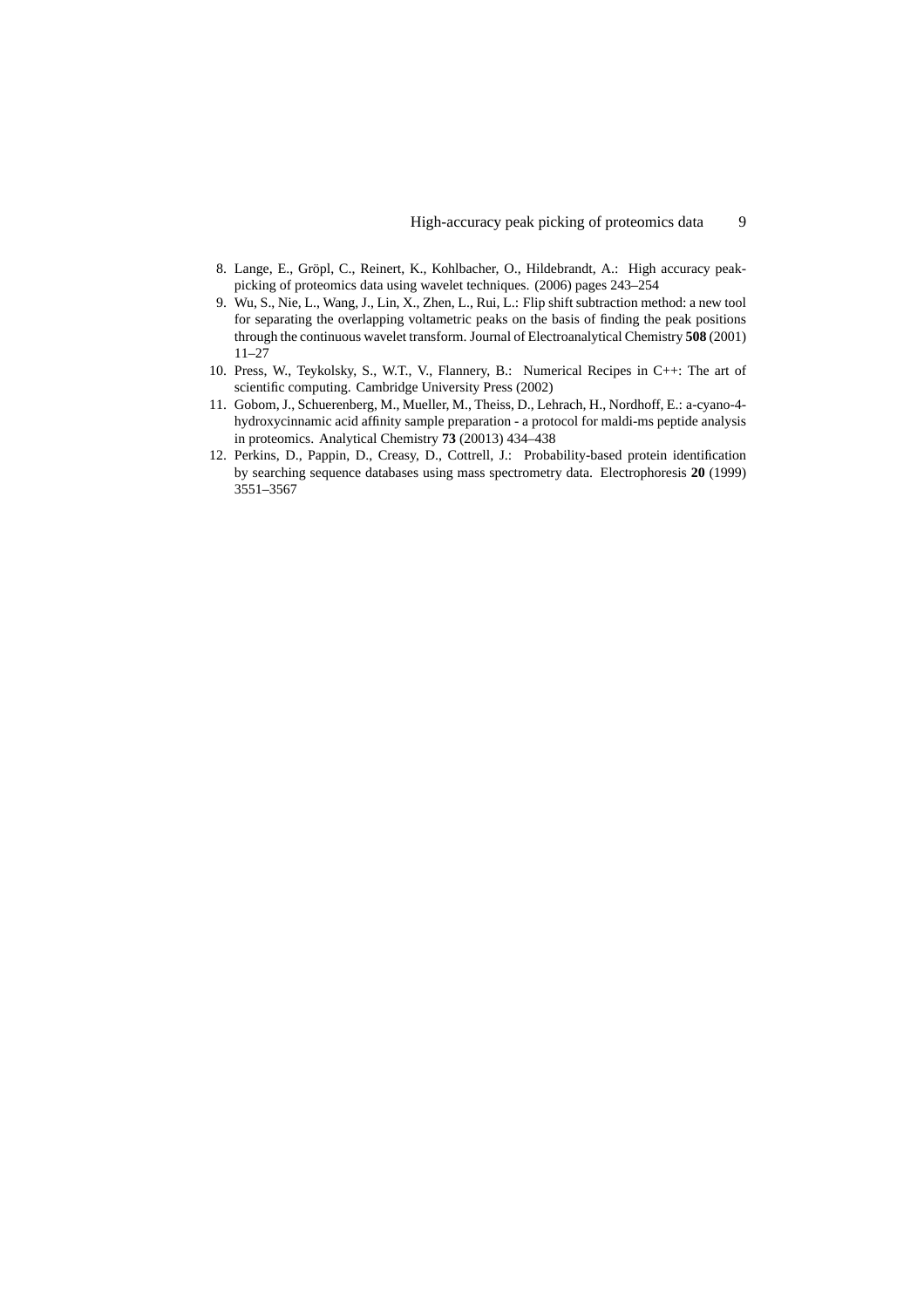8. Lange, E., Gröpl, C., Reinert, K., Kohlbacher, O., Hildebrandt, A.: High accuracy peak-picking of proteomics data using wavelet techniques. (2006) pages 243–254
9. Wu, S., Nie, L., Wang, J., Lin, X., Zhen, L., Rui, L.: Flip shift subtraction method: a new tool for separating the overlapping voltametric peaks on the basis of finding the peak positions through the continuous wavelet transform. Journal of Electroanalytical Chemistry **508** (2001) 11–27
10. Press, W., Teykolsky, S., W.T., V., Flannery, B.: Numerical Recipes in C++: The art of scientific computing. Cambridge University Press (2002)
11. Gobom, J., Schuerenberg, M., Mueller, M., Theiss, D., Lehrach, H., Nordhoff, E.: a-cyano-4-hydroxycinnamic acid affinity sample preparation - a protocol for maldi-ms peptide analysis in proteomics. Analytical Chemistry **73** (20013) 434–438
12. Perkins, D., Pappin, D., Creasy, D., Cottrell, J.: Probability-based protein identification by searching sequence databases using mass spectrometry data. Electrophoresis **20** (1999) 3551–3567